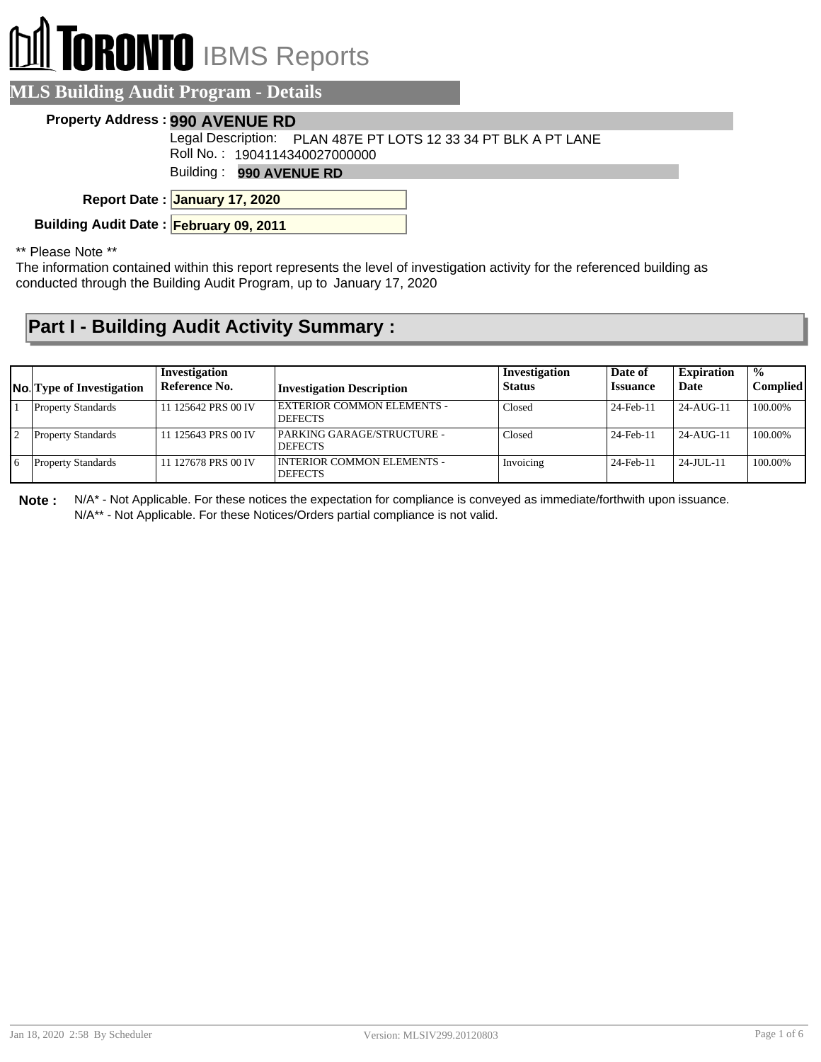# TORONTO IBMS Reports

## MLS Building Audit Program - Details

**Property Address :** **990 AVENUE RD**

Legal Description: PLAN 487E PT LOTS 12 33 34 PT BLK A PT LANE

Roll No. : 1904114340027000000

Building : **990 AVENUE RD**

**Report Date :** **January 17, 2020**

**Building Audit Date :** **February 09, 2011**

** Please Note **

The information contained within this report represents the level of investigation activity for the referenced building as conducted through the Building Audit Program, up to January 17, 2020

## Part I - Building Audit Activity Summary :

| No. | Type of Investigation | Investigation Reference No. | Investigation Description | Investigation Status | Date of Issuance | Expiration Date | % Complied |
|---|---|---|---|---|---|---|---|
| 1 | Property Standards | 11 125642 PRS 00 IV | EXTERIOR COMMON ELEMENTS - DEFECTS | Closed | 24-Feb-11 | 24-AUG-11 | 100.00% |
| 2 | Property Standards | 11 125643 PRS 00 IV | PARKING GARAGE/STRUCTURE - DEFECTS | Closed | 24-Feb-11 | 24-AUG-11 | 100.00% |
| 6 | Property Standards | 11 127678 PRS 00 IV | INTERIOR COMMON ELEMENTS - DEFECTS | Invoicing | 24-Feb-11 | 24-JUL-11 | 100.00% |

**Note :** N/A* - Not Applicable. For these notices the expectation for compliance is conveyed as immediate/forthwith upon issuance.
N/A** - Not Applicable. For these Notices/Orders partial compliance is not valid.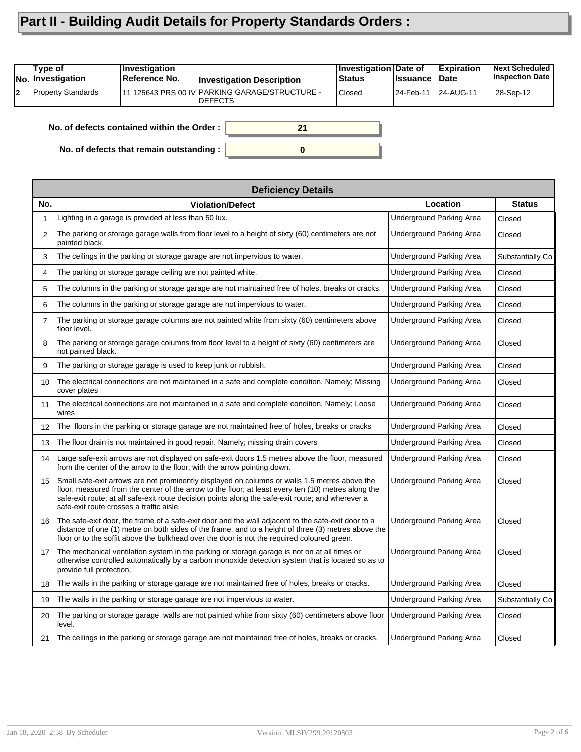# Part II - Building Audit Details for Property Standards Orders :

| No. | Type of Investigation | Investigation Reference No. | Investigation Description | Investigation Status | Date of Issuance | Expiration Date | Next Scheduled Inspection Date |
|---|---|---|---|---|---|---|---|
| 2 | Property Standards | 11 125643 PRS 00 IV | PARKING GARAGE/STRUCTURE - DEFECTS | Closed | 24-Feb-11 | 24-AUG-11 | 28-Sep-12 |

**No. of defects contained within the Order :** 21

**No. of defects that remain outstanding :** 0

| Deficiency Details | | | |
|---|---|---|---|
| **No.** | **Violation/Defect** | **Location** | **Status** |
| 1 | Lighting in a garage is provided at less than 50 lux. | Underground Parking Area | Closed |
| 2 | The parking or storage garage walls from floor level to a height of sixty (60) centimeters are not painted black. | Underground Parking Area | Closed |
| 3 | The ceilings in the parking or storage garage are not impervious to water. | Underground Parking Area | Substantially Co |
| 4 | The parking or storage garage ceiling are not painted white. | Underground Parking Area | Closed |
| 5 | The columns in the parking or storage garage are not maintained free of holes, breaks or cracks. | Underground Parking Area | Closed |
| 6 | The columns in the parking or storage garage are not impervious to water. | Underground Parking Area | Closed |
| 7 | The parking or storage garage columns are not painted white from sixty (60) centimeters above floor level. | Underground Parking Area | Closed |
| 8 | The parking or storage garage columns from floor level to a height of sixty (60) centimeters are not painted black. | Underground Parking Area | Closed |
| 9 | The parking or storage garage is used to keep junk or rubbish. | Underground Parking Area | Closed |
| 10 | The electrical connections are not maintained in a safe and complete condition. Namely; Missing cover plates | Underground Parking Area | Closed |
| 11 | The electrical connections are not maintained in a safe and complete condition. Namely; Loose wires | Underground Parking Area | Closed |
| 12 | The floors in the parking or storage garage are not maintained free of holes, breaks or cracks | Underground Parking Area | Closed |
| 13 | The floor drain is not maintained in good repair. Namely; missing drain covers | Underground Parking Area | Closed |
| 14 | Large safe-exit arrows are not displayed on safe-exit doors 1.5 metres above the floor, measured from the center of the arrow to the floor, with the arrow pointing down. | Underground Parking Area | Closed |
| 15 | Small safe-exit arrows are not prominently displayed on columns or walls 1.5 metres above the floor, measured from the center of the arrow to the floor; at least every ten (10) metres along the safe-exit route; at all safe-exit route decision points along the safe-exit route; and wherever a safe-exit route crosses a traffic aisle. | Underground Parking Area | Closed |
| 16 | The safe-exit door, the frame of a safe-exit door and the wall adjacent to the safe-exit door to a distance of one (1) metre on both sides of the frame, and to a height of three (3) metres above the floor or to the soffit above the bulkhead over the door is not the required coloured green. | Underground Parking Area | Closed |
| 17 | The mechanical ventilation system in the parking or storage garage is not on at all times or otherwise controlled automatically by a carbon monoxide detection system that is located so as to provide full protection. | Underground Parking Area | Closed |
| 18 | The walls in the parking or storage garage are not maintained free of holes, breaks or cracks. | Underground Parking Area | Closed |
| 19 | The walls in the parking or storage garage are not impervious to water. | Underground Parking Area | Substantially Co |
| 20 | The parking or storage garage walls are not painted white from sixty (60) centimeters above floor level. | Underground Parking Area | Closed |
| 21 | The ceilings in the parking or storage garage are not maintained free of holes, breaks or cracks. | Underground Parking Area | Closed |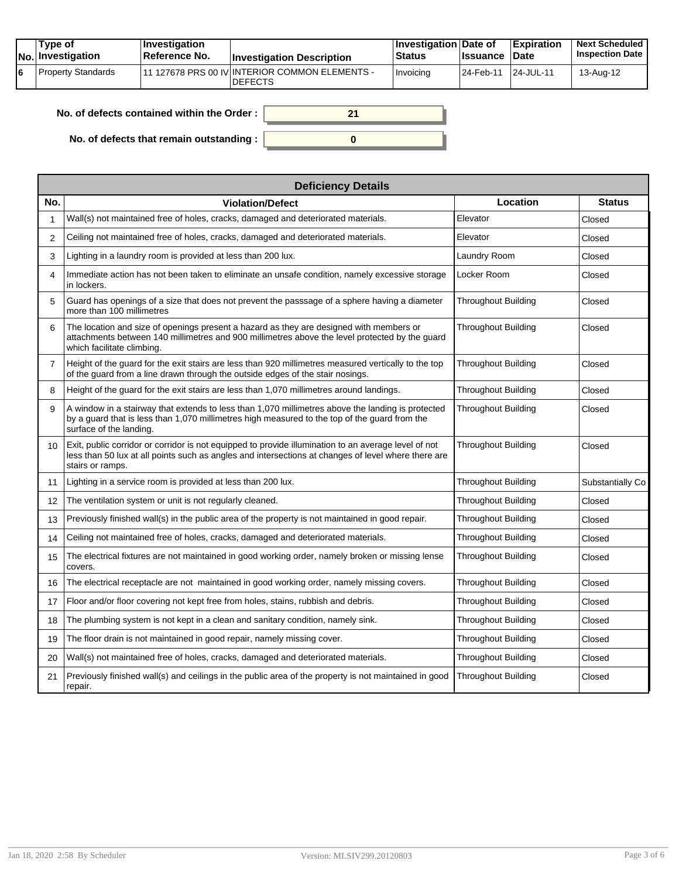| No. | Type of Investigation | Investigation Reference No. | Investigation Description | Investigation Status | Date of Issuance | Expiration Date | Next Scheduled Inspection Date |
|---|---|---|---|---|---|---|---|
| 6 | Property Standards | 11 127678 PRS 00 IV | INTERIOR COMMON ELEMENTS - DEFECTS | Invoicing | 24-Feb-11 | 24-JUL-11 | 13-Aug-12 |

**No. of defects contained within the Order :** 21

**No. of defects that remain outstanding :** 0

| Deficiency Details | | | |
|---|---|---|---|
| **No.** | **Violation/Defect** | **Location** | **Status** |
| 1 | Wall(s) not maintained free of holes, cracks, damaged and deteriorated materials. | Elevator | Closed |
| 2 | Ceiling not maintained free of holes, cracks, damaged and deteriorated materials. | Elevator | Closed |
| 3 | Lighting in a laundry room is provided at less than 200 lux. | Laundry Room | Closed |
| 4 | Immediate action has not been taken to eliminate an unsafe condition, namely excessive storage in lockers. | Locker Room | Closed |
| 5 | Guard has openings of a size that does not prevent the passsage of a sphere having a diameter more than 100 millimetres | Throughout Building | Closed |
| 6 | The location and size of openings present a hazard as they are designed with members or attachments between 140 millimetres and 900 millimetres above the level protected by the guard which facilitate climbing. | Throughout Building | Closed |
| 7 | Height of the guard for the exit stairs are less than 920 millimetres measured vertically to the top of the guard from a line drawn through the outside edges of the stair nosings. | Throughout Building | Closed |
| 8 | Height of the guard for the exit stairs are less than 1,070 millimetres around landings. | Throughout Building | Closed |
| 9 | A window in a stairway that extends to less than 1,070 millimetres above the landing is protected by a guard that is less than 1,070 millimetres high measured to the top of the guard from the surface of the landing. | Throughout Building | Closed |
| 10 | Exit, public corridor or corridor is not equipped to provide illumination to an average level of not less than 50 lux at all points such as angles and intersections at changes of level where there are stairs or ramps. | Throughout Building | Closed |
| 11 | Lighting in a service room is provided at less than 200 lux. | Throughout Building | Substantially Co |
| 12 | The ventilation system or unit is not regularly cleaned. | Throughout Building | Closed |
| 13 | Previously finished wall(s) in the public area of the property is not maintained in good repair. | Throughout Building | Closed |
| 14 | Ceiling not maintained free of holes, cracks, damaged and deteriorated materials. | Throughout Building | Closed |
| 15 | The electrical fixtures are not maintained in good working order, namely broken or missing lense covers. | Throughout Building | Closed |
| 16 | The electrical receptacle are not maintained in good working order, namely missing covers. | Throughout Building | Closed |
| 17 | Floor and/or floor covering not kept free from holes, stains, rubbish and debris. | Throughout Building | Closed |
| 18 | The plumbing system is not kept in a clean and sanitary condition, namely sink. | Throughout Building | Closed |
| 19 | The floor drain is not maintained in good repair, namely missing cover. | Throughout Building | Closed |
| 20 | Wall(s) not maintained free of holes, cracks, damaged and deteriorated materials. | Throughout Building | Closed |
| 21 | Previously finished wall(s) and ceilings in the public area of the property is not maintained in good repair. | Throughout Building | Closed |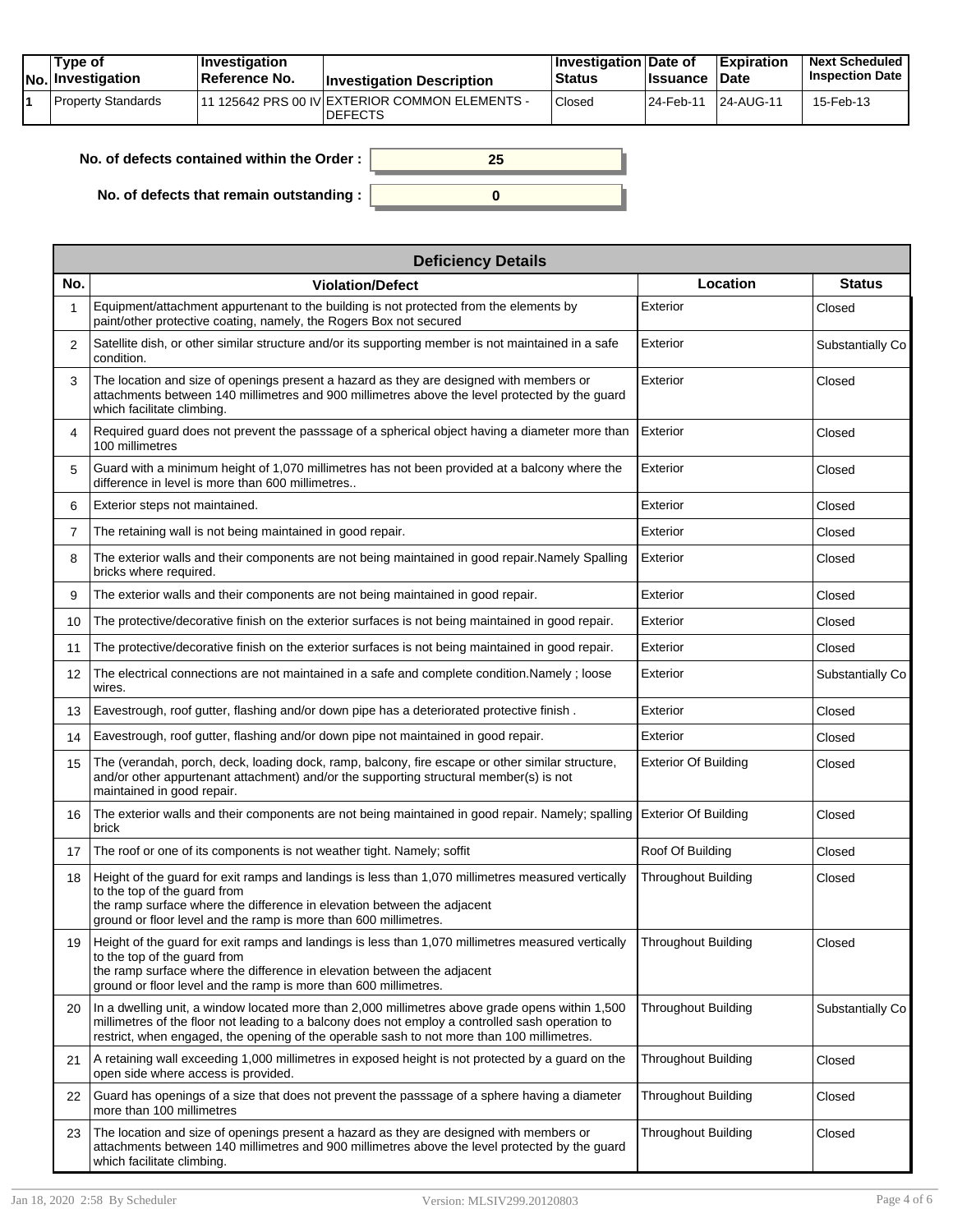| No. | Type of Investigation | Investigation Reference No. | Investigation Description | Investigation Status | Date of Issuance | Expiration Date | Next Scheduled Inspection Date |
|---|---|---|---|---|---|---|---|
| 1 | Property Standards | 11 125642 PRS 00 IV | EXTERIOR COMMON ELEMENTS - DEFECTS | Closed | 24-Feb-11 | 24-AUG-11 | 15-Feb-13 |

**No. of defects contained within the Order :** 25

**No. of defects that remain outstanding :** 0

| Deficiency Details | | | |
|---|---|---|---|
| **No.** | **Violation/Defect** | **Location** | **Status** |
| 1 | Equipment/attachment appurtenant to the building is not protected from the elements by paint/other protective coating, namely, the Rogers Box not secured | Exterior | Closed |
| 2 | Satellite dish, or other similar structure and/or its supporting member is not maintained in a safe condition. | Exterior | Substantially Co |
| 3 | The location and size of openings present a hazard as they are designed with members or attachments between 140 millimetres and 900 millimetres above the level protected by the guard which facilitate climbing. | Exterior | Closed |
| 4 | Required guard does not prevent the passsage of a spherical object having a diameter more than 100 millimetres | Exterior | Closed |
| 5 | Guard with a minimum height of 1,070 millimetres has not been provided at a balcony where the difference in level is more than 600 millimetres.. | Exterior | Closed |
| 6 | Exterior steps not maintained. | Exterior | Closed |
| 7 | The retaining wall is not being maintained in good repair. | Exterior | Closed |
| 8 | The exterior walls and their components are not being maintained in good repair.Namely Spalling bricks where required. | Exterior | Closed |
| 9 | The exterior walls and their components are not being maintained in good repair. | Exterior | Closed |
| 10 | The protective/decorative finish on the exterior surfaces is not being maintained in good repair. | Exterior | Closed |
| 11 | The protective/decorative finish on the exterior surfaces is not being maintained in good repair. | Exterior | Closed |
| 12 | The electrical connections are not maintained in a safe and complete condition.Namely ; loose wires. | Exterior | Substantially Co |
| 13 | Eavestrough, roof gutter, flashing and/or down pipe has a deteriorated protective finish . | Exterior | Closed |
| 14 | Eavestrough, roof gutter, flashing and/or down pipe not maintained in good repair. | Exterior | Closed |
| 15 | The (verandah, porch, deck, loading dock, ramp, balcony, fire escape or other similar structure, and/or other appurtenant attachment) and/or the supporting structural member(s) is not maintained in good repair. | Exterior Of Building | Closed |
| 16 | The exterior walls and their components are not being maintained in good repair. Namely; spalling brick | Exterior Of Building | Closed |
| 17 | The roof or one of its components is not weather tight. Namely; soffit | Roof Of Building | Closed |
| 18 | Height of the guard for exit ramps and landings is less than 1,070 millimetres measured vertically to the top of the guard from the ramp surface where the difference in elevation between the adjacent ground or floor level and the ramp is more than 600 millimetres. | Throughout Building | Closed |
| 19 | Height of the guard for exit ramps and landings is less than 1,070 millimetres measured vertically to the top of the guard from the ramp surface where the difference in elevation between the adjacent ground or floor level and the ramp is more than 600 millimetres. | Throughout Building | Closed |
| 20 | In a dwelling unit, a window located more than 2,000 millimetres above grade opens within 1,500 millimetres of the floor not leading to a balcony does not employ a controlled sash operation to restrict, when engaged, the opening of the operable sash to not more than 100 millimetres. | Throughout Building | Substantially Co |
| 21 | A retaining wall exceeding 1,000 millimetres in exposed height is not protected by a guard on the open side where access is provided. | Throughout Building | Closed |
| 22 | Guard has openings of a size that does not prevent the passsage of a sphere having a diameter more than 100 millimetres | Throughout Building | Closed |
| 23 | The location and size of openings present a hazard as they are designed with members or attachments between 140 millimetres and 900 millimetres above the level protected by the guard which facilitate climbing. | Throughout Building | Closed |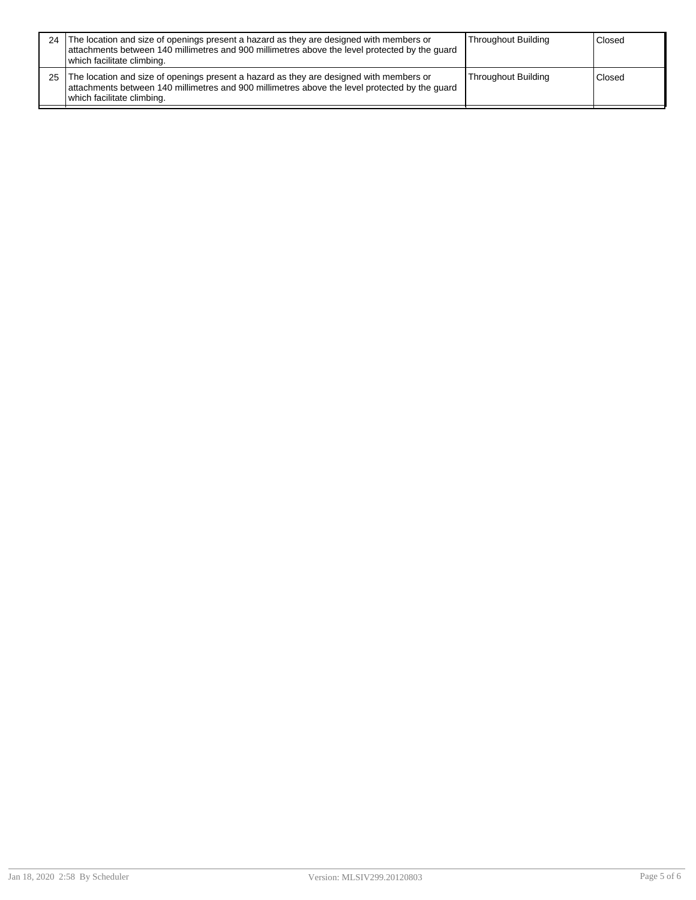| | | | |
|---|---|---|---|
| 24 | The location and size of openings present a hazard as they are designed with members or attachments between 140 millimetres and 900 millimetres above the level protected by the guard which facilitate climbing. | Throughout Building | Closed |
| 25 | The location and size of openings present a hazard as they are designed with members or attachments between 140 millimetres and 900 millimetres above the level protected by the guard which facilitate climbing. | Throughout Building | Closed |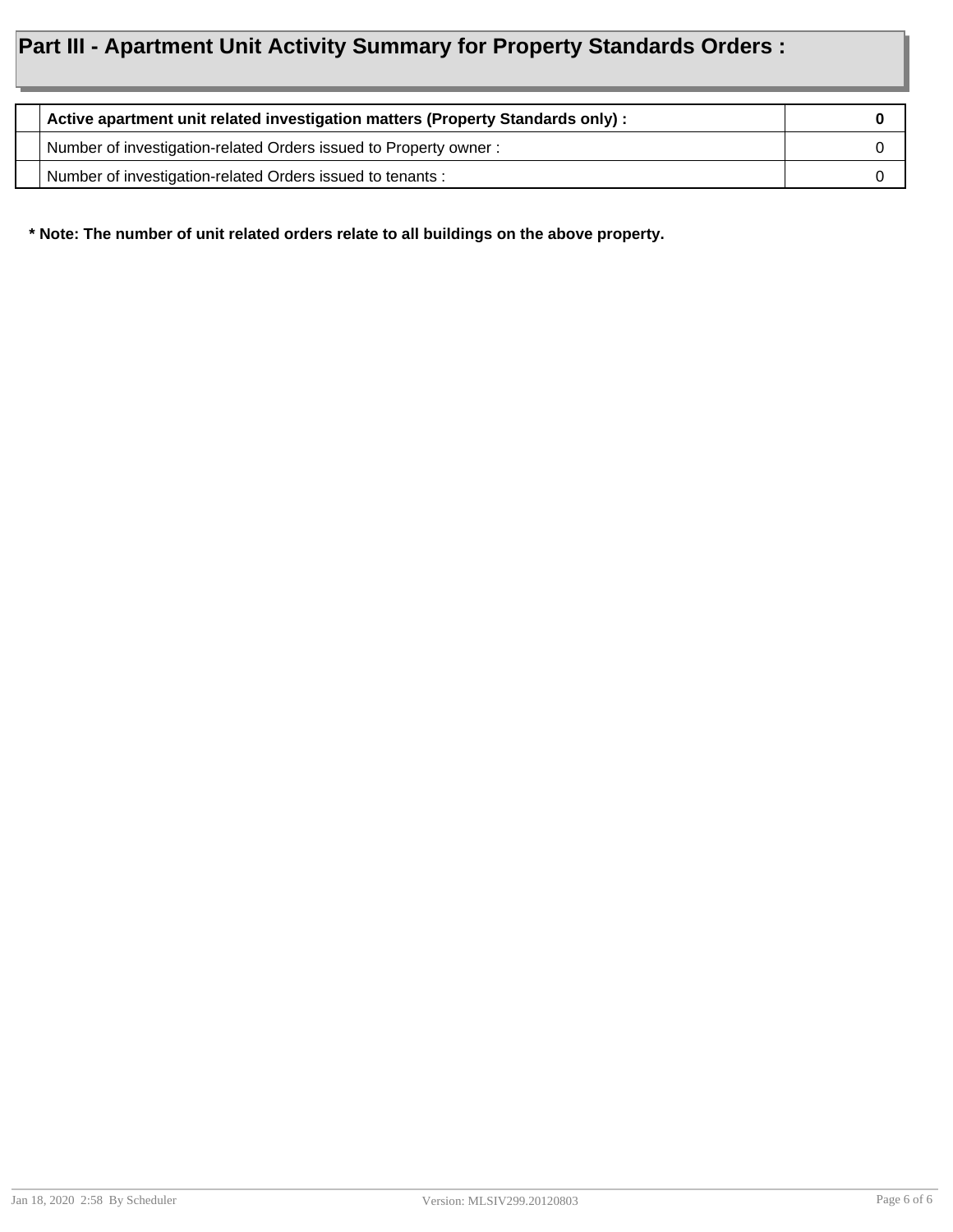# Part III - Apartment Unit Activity Summary for Property Standards Orders :

| | | |
|---|---|---|
| | **Active apartment unit related investigation matters (Property Standards only) :** | **0** |
| | Number of investigation-related Orders issued to Property owner : | 0 |
| | Number of investigation-related Orders issued to tenants : | 0 |

**\* Note: The number of unit related orders relate to all buildings on the above property.**